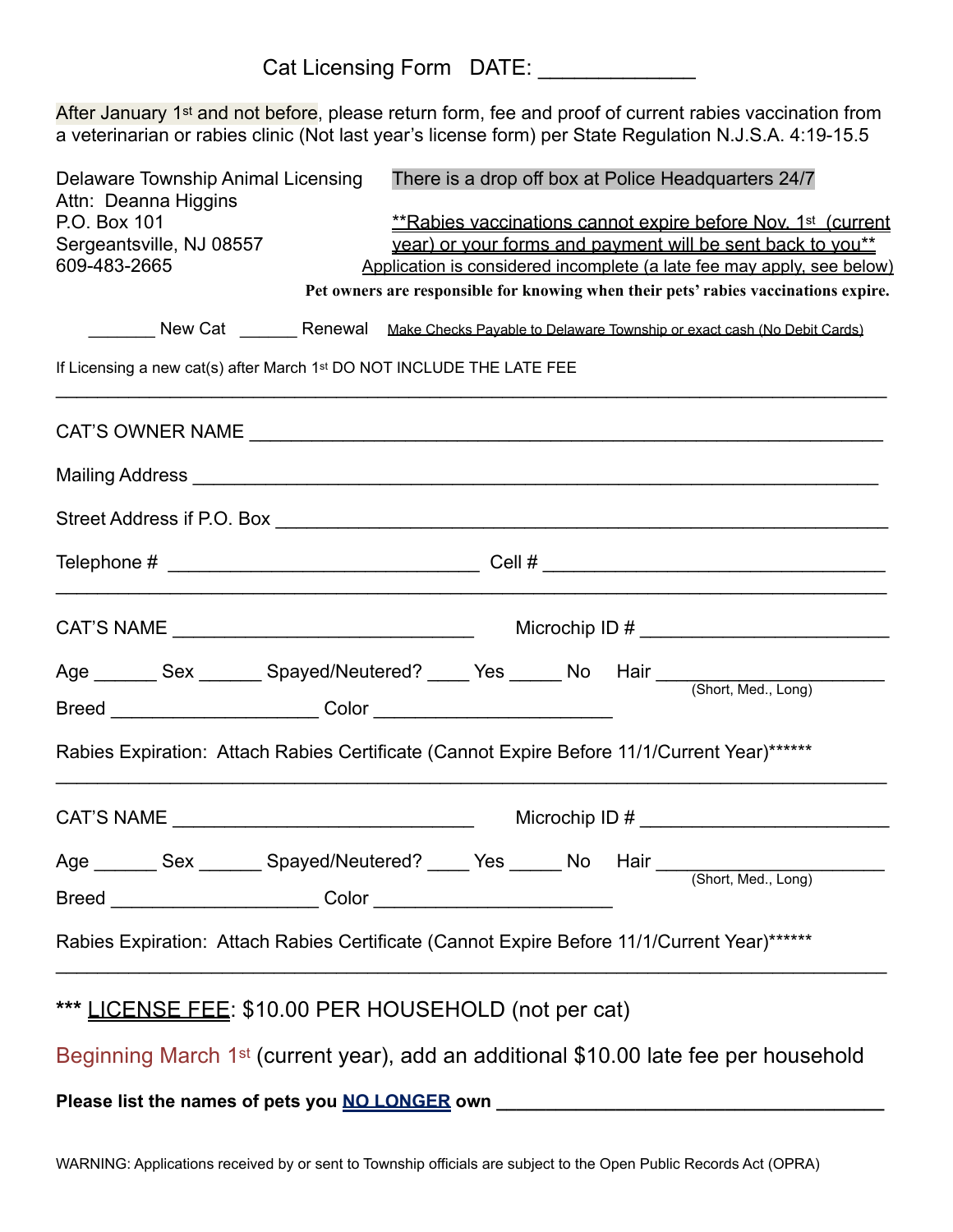# Cat Licensing Form DATE: _____________

After January 1st and not before, please return form, fee and proof of current rabies vaccination from a veterinarian or rabies clinic (Not last year's license form) per State Regulation N.J.S.A. 4:19-15.5

Delaware Township Animal Licensing
Attn: Deanna Higgins
P.O. Box 101
Sergeantsville, NJ 08557
609-483-2665

There is a drop off box at Police Headquarters 24/7

**Rabies vaccinations cannot expire before Nov. 1st (current year) or your forms and payment will be sent back to you**
Application is considered incomplete (a late fee may apply, see below)

**Pet owners are responsible for knowing when their pets' rabies vaccinations expire.**

_______ New Cat ______ Renewal   Make Checks Payable to Delaware Township or exact cash (No Debit Cards)

If Licensing a new cat(s) after March 1st DO NOT INCLUDE THE LATE FEE

---

CAT'S OWNER NAME ____________________________________________

Mailing Address ____________________________________________

Street Address if P.O. Box ____________________________________________

Telephone # ______________________ Cell # ______________________

---

CAT'S NAME ______________________ Microchip ID # ______________________

Age ______ Sex ______ Spayed/Neutered? ____ Yes _____ No Hair ______________________ (Short, Med., Long)

Breed ____________________ Color ______________________

Rabies Expiration: Attach Rabies Certificate (Cannot Expire Before 11/1/Current Year)******

---

CAT'S NAME ______________________ Microchip ID # ______________________

Age ______ Sex ______ Spayed/Neutered? ____ Yes _____ No Hair ______________________ (Short, Med., Long)

Breed ____________________ Color ______________________

Rabies Expiration: Attach Rabies Certificate (Cannot Expire Before 11/1/Current Year)******

---

*** LICENSE FEE: $10.00 PER HOUSEHOLD (not per cat)

Beginning March 1st (current year), add an additional $10.00 late fee per household

**Please list the names of pets you NO LONGER own ______________________________________**

WARNING: Applications received by or sent to Township officials are subject to the Open Public Records Act (OPRA)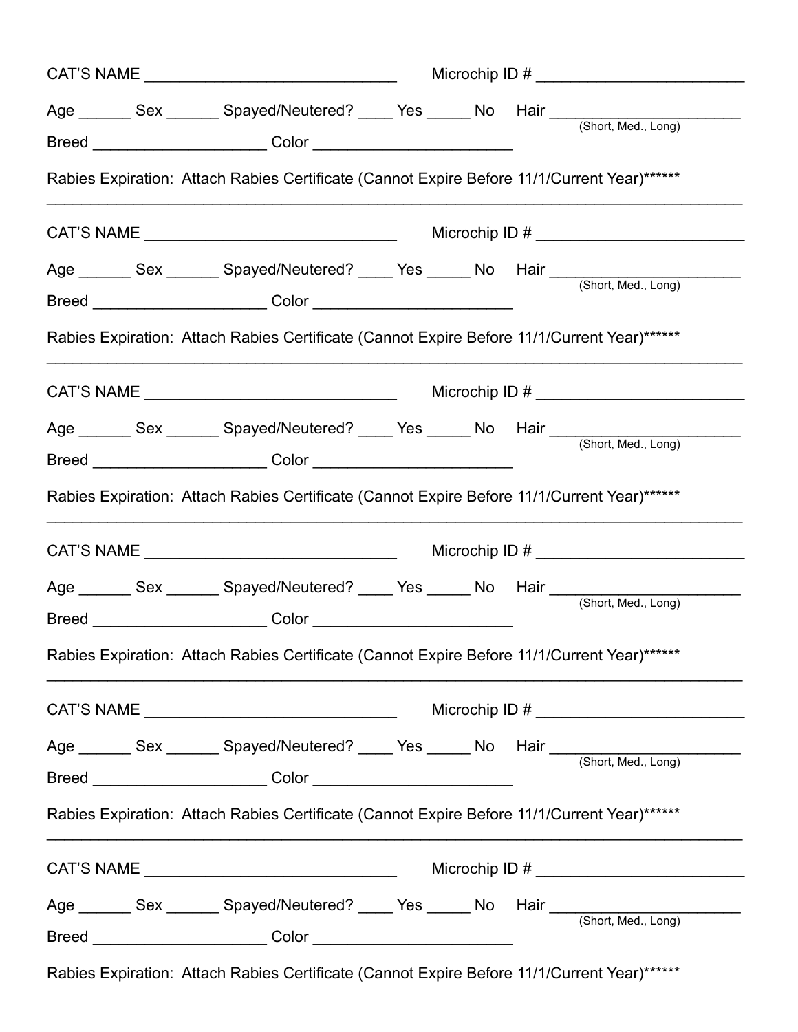CAT'S NAME ______________________________ Microchip ID # _________________________

Age ______ Sex ______ Spayed/Neutered? ____ Yes _____ No Hair ______________________
(Short, Med., Long)

Breed ____________________ Color _______________________

Rabies Expiration: Attach Rabies Certificate (Cannot Expire Before 11/1/Current Year)******

---

CAT'S NAME ______________________________ Microchip ID # _________________________

Age ______ Sex ______ Spayed/Neutered? ____ Yes _____ No Hair ______________________
(Short, Med., Long)

Breed ____________________ Color _______________________

Rabies Expiration: Attach Rabies Certificate (Cannot Expire Before 11/1/Current Year)******

---

CAT'S NAME ______________________________ Microchip ID # _________________________

Age ______ Sex ______ Spayed/Neutered? ____ Yes _____ No Hair ______________________
(Short, Med., Long)

Breed ____________________ Color _______________________

Rabies Expiration: Attach Rabies Certificate (Cannot Expire Before 11/1/Current Year)******

---

CAT'S NAME ______________________________ Microchip ID # _________________________

Age ______ Sex ______ Spayed/Neutered? ____ Yes _____ No Hair ______________________
(Short, Med., Long)

Breed ____________________ Color _______________________

Rabies Expiration: Attach Rabies Certificate (Cannot Expire Before 11/1/Current Year)******

---

CAT'S NAME ______________________________ Microchip ID # _________________________

Age ______ Sex ______ Spayed/Neutered? ____ Yes _____ No Hair ______________________
(Short, Med., Long)

Breed ____________________ Color _______________________

Rabies Expiration: Attach Rabies Certificate (Cannot Expire Before 11/1/Current Year)******

---

CAT'S NAME ______________________________ Microchip ID # _________________________

Age ______ Sex ______ Spayed/Neutered? ____ Yes _____ No Hair ______________________
(Short, Med., Long)

Breed ____________________ Color _______________________

Rabies Expiration: Attach Rabies Certificate (Cannot Expire Before 11/1/Current Year)******